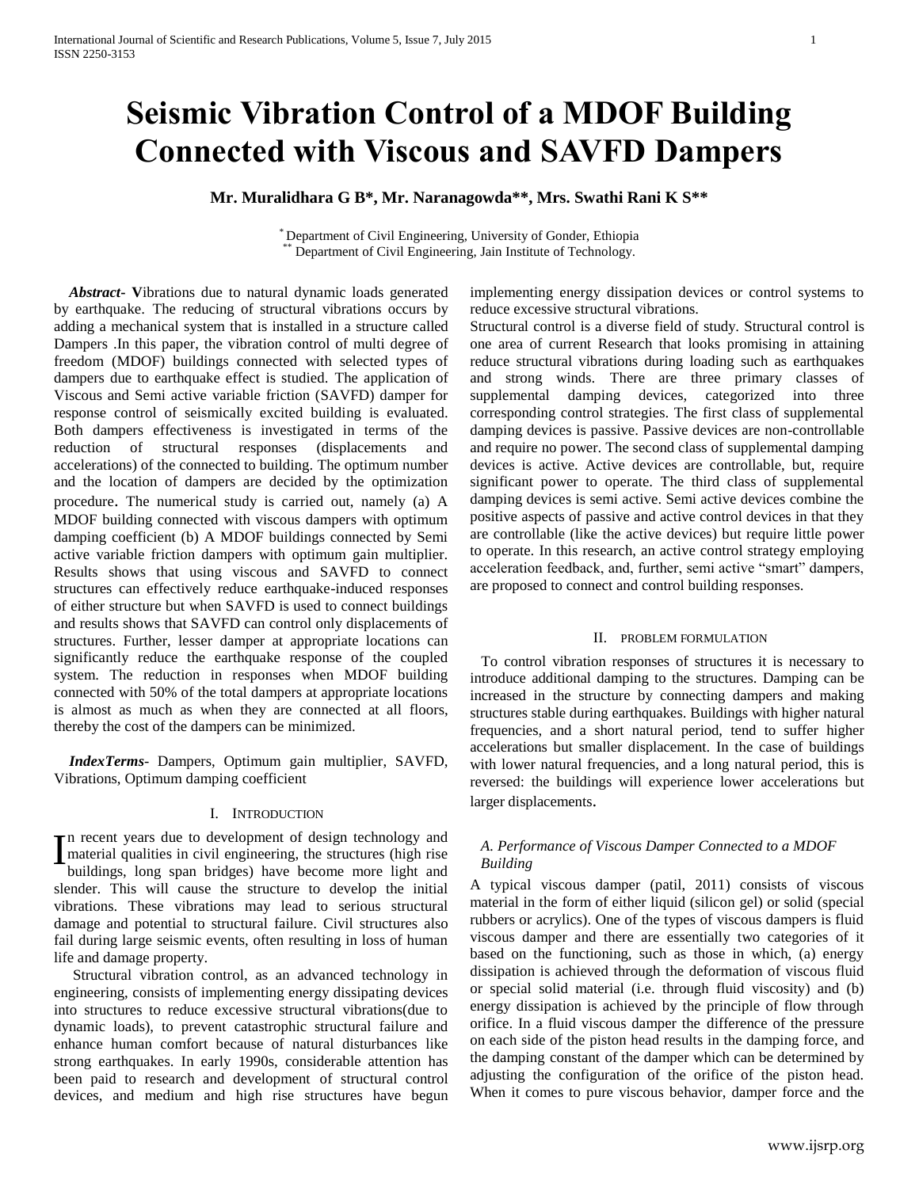# Seismic Vibration Control of a MDOF Building Connected with Viscous and SAVFD Dampers

**Mr. Muralidhara G B\*, Mr. Naranagowda\*\*, Mrs. Swathi Rani K S\*\***

[\*] Department of Civil Engineering, University of Gonder, Ethiopia
[\*\*] Department of Civil Engineering, Jain Institute of Technology.

***Abstract*-** Vibrations due to natural dynamic loads generated by earthquake. The reducing of structural vibrations occurs by adding a mechanical system that is installed in a structure called Dampers .In this paper, the vibration control of multi degree of freedom (MDOF) buildings connected with selected types of dampers due to earthquake effect is studied. The application of Viscous and Semi active variable friction (SAVFD) damper for response control of seismically excited building is evaluated. Both dampers effectiveness is investigated in terms of the reduction of structural responses (displacements and accelerations) of the connected to building. The optimum number and the location of dampers are decided by the optimization procedure. The numerical study is carried out, namely (a) A MDOF building connected with viscous dampers with optimum damping coefficient (b) A MDOF buildings connected by Semi active variable friction dampers with optimum gain multiplier. Results shows that using viscous and SAVFD to connect structures can effectively reduce earthquake-induced responses of either structure but when SAVFD is used to connect buildings and results shows that SAVFD can control only displacements of structures. Further, lesser damper at appropriate locations can significantly reduce the earthquake response of the coupled system. The reduction in responses when MDOF building connected with 50% of the total dampers at appropriate locations is almost as much as when they are connected at all floors, thereby the cost of the dampers can be minimized.

***IndexTerms*-** Dampers, Optimum gain multiplier, SAVFD, Vibrations, Optimum damping coefficient

## I. Introduction

In recent years due to development of design technology and material qualities in civil engineering, the structures (high rise buildings, long span bridges) have become more light and slender. This will cause the structure to develop the initial vibrations. These vibrations may lead to serious structural damage and potential to structural failure. Civil structures also fail during large seismic events, often resulting in loss of human life and damage property.

Structural vibration control, as an advanced technology in engineering, consists of implementing energy dissipating devices into structures to reduce excessive structural vibrations(due to dynamic loads), to prevent catastrophic structural failure and enhance human comfort because of natural disturbances like strong earthquakes. In early 1990s, considerable attention has been paid to research and development of structural control devices, and medium and high rise structures have begun implementing energy dissipation devices or control systems to reduce excessive structural vibrations.

Structural control is a diverse field of study. Structural control is one area of current Research that looks promising in attaining reduce structural vibrations during loading such as earthquakes and strong winds. There are three primary classes of supplemental damping devices, categorized into three corresponding control strategies. The first class of supplemental damping devices is passive. Passive devices are non-controllable and require no power. The second class of supplemental damping devices is active. Active devices are controllable, but, require significant power to operate. The third class of supplemental damping devices is semi active. Semi active devices combine the positive aspects of passive and active control devices in that they are controllable (like the active devices) but require little power to operate. In this research, an active control strategy employing acceleration feedback, and, further, semi active "smart" dampers, are proposed to connect and control building responses.

## II. Problem Formulation

To control vibration responses of structures it is necessary to introduce additional damping to the structures. Damping can be increased in the structure by connecting dampers and making structures stable during earthquakes. Buildings with higher natural frequencies, and a short natural period, tend to suffer higher accelerations but smaller displacement. In the case of buildings with lower natural frequencies, and a long natural period, this is reversed: the buildings will experience lower accelerations but larger displacements.

### *A. Performance of Viscous Damper Connected to a MDOF Building*

A typical viscous damper (patil, 2011) consists of viscous material in the form of either liquid (silicon gel) or solid (special rubbers or acrylics). One of the types of viscous dampers is fluid viscous damper and there are essentially two categories of it based on the functioning, such as those in which, (a) energy dissipation is achieved through the deformation of viscous fluid or special solid material (i.e. through fluid viscosity) and (b) energy dissipation is achieved by the principle of flow through orifice. In a fluid viscous damper the difference of the pressure on each side of the piston head results in the damping force, and the damping constant of the damper which can be determined by adjusting the configuration of the orifice of the piston head. When it comes to pure viscous behavior, damper force and the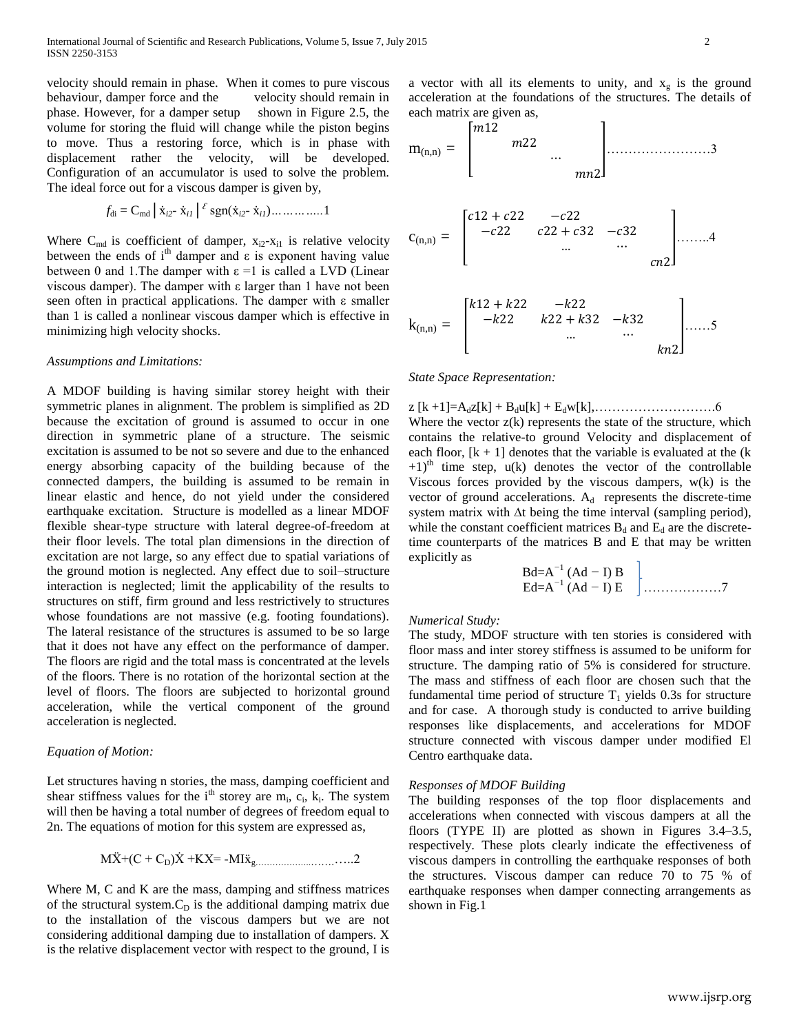velocity should remain in phase. When it comes to pure viscous behaviour, damper force and the velocity should remain in phase. However, for a damper setup shown in Figure 2.5, the volume for storing the fluid will change while the piston begins to move. Thus a restoring force, which is in phase with displacement rather the velocity, will be developed. Configuration of an accumulator is used to solve the problem. The ideal force out for a viscous damper is given by,

$$f_{di} = C_{md} \left| \dot{x}_{i2} - \dot{x}_{i1} \right|^{\varepsilon} \operatorname{sgn}(\dot{x}_{i2} - \dot{x}_{i1}) \ldots\ldots\ldots\ldots 1$$

Where $C_{md}$ is coefficient of damper, $x_{i2}$-$x_{i1}$ is relative velocity between the ends of $i^{th}$ damper and ε is exponent having value between 0 and 1.The damper with ε =1 is called a LVD (Linear viscous damper). The damper with ε larger than 1 have not been seen often in practical applications. The damper with ε smaller than 1 is called a nonlinear viscous damper which is effective in minimizing high velocity shocks.

*Assumptions and Limitations:*

A MDOF building is having similar storey height with their symmetric planes in alignment. The problem is simplified as 2D because the excitation of ground is assumed to occur in one direction in symmetric plane of a structure. The seismic excitation is assumed to be not so severe and due to the enhanced energy absorbing capacity of the building because of the connected dampers, the building is assumed to be remain in linear elastic and hence, do not yield under the considered earthquake excitation. Structure is modelled as a linear MDOF flexible shear-type structure with lateral degree-of-freedom at their floor levels. The total plan dimensions in the direction of excitation are not large, so any effect due to spatial variations of the ground motion is neglected. Any effect due to soil–structure interaction is neglected; limit the applicability of the results to structures on stiff, firm ground and less restrictively to structures whose foundations are not massive (e.g. footing foundations). The lateral resistance of the structures is assumed to be so large that it does not have any effect on the performance of damper. The floors are rigid and the total mass is concentrated at the levels of the floors. There is no rotation of the horizontal section at the level of floors. The floors are subjected to horizontal ground acceleration, while the vertical component of the ground acceleration is neglected.

*Equation of Motion:*

Let structures having n stories, the mass, damping coefficient and shear stiffness values for the $i^{th}$ storey are $m_i$, $c_i$, $k_i$. The system will then be having a total number of degrees of freedom equal to 2n. The equations of motion for this system are expressed as,

$$M\ddot{X} + (C + C_D)\dot{X} + KX = -MI\ddot{x}_g \ldots\ldots\ldots\ldots 2$$

Where M, C and K are the mass, damping and stiffness matrices of the structural system.$C_D$ is the additional damping matrix due to the installation of the viscous dampers but we are not considering additional damping due to installation of dampers. X is the relative displacement vector with respect to the ground, I is a vector with all its elements to unity, and $x_g$ is the ground acceleration at the foundations of the structures. The details of each matrix are given as,

$$m_{(n,n)} = \begin{bmatrix} m12 & & & \\ & m22 & & \\ & & \ldots & \\ & & & mn2 \end{bmatrix} \ldots\ldots\ldots\ldots 3$$

$$c_{(n,n)} = \begin{bmatrix} c12 + c22 & -c22 & & \\ -c22 & c22 + c32 & -c32 & \\ & \ldots & \ldots & \\ & & & cn2 \end{bmatrix} \ldots\ldots 4$$

$$k_{(n,n)} = \begin{bmatrix} k12 + k22 & -k22 & & \\ -k22 & k22 + k32 & -k32 & \\ & \ldots & \ldots & \\ & & & kn2 \end{bmatrix} \ldots\ldots 5$$

*State Space Representation:*

$$z[k+1] = A_d z[k] + B_d u[k] + E_d w[k], \ldots\ldots\ldots\ldots 6$$

Where the vector z(k) represents the state of the structure, which contains the relative-to ground Velocity and displacement of each floor, [k + 1] denotes that the variable is evaluated at the (k $+1)^{th}$ time step, u(k) denotes the vector of the controllable Viscous forces provided by the viscous dampers, w(k) is the vector of ground accelerations. $A_d$ represents the discrete-time system matrix with Δt being the time interval (sampling period), while the constant coefficient matrices $B_d$ and $E_d$ are the discrete-time counterparts of the matrices B and E that may be written explicitly as

$$\left.\begin{aligned} B_d &= A^{-1} (A_d - I) B \\ E_d &= A^{-1} (A_d - I) E \end{aligned}\right\} \ldots\ldots\ldots\ldots 7$$

*Numerical Study:*

The study, MDOF structure with ten stories is considered with floor mass and inter storey stiffness is assumed to be uniform for structure. The damping ratio of 5% is considered for structure. The mass and stiffness of each floor are chosen such that the fundamental time period of structure $T_1$ yields 0.3s for structure and for case. A thorough study is conducted to arrive building responses like displacements, and accelerations for MDOF structure connected with viscous damper under modified El Centro earthquake data.

*Responses of MDOF Building*

The building responses of the top floor displacements and accelerations when connected with viscous dampers at all the floors (TYPE II) are plotted as shown in Figures 3.4–3.5, respectively. These plots clearly indicate the effectiveness of viscous dampers in controlling the earthquake responses of both the structures. Viscous damper can reduce 70 to 75 % of earthquake responses when damper connecting arrangements as shown in Fig.1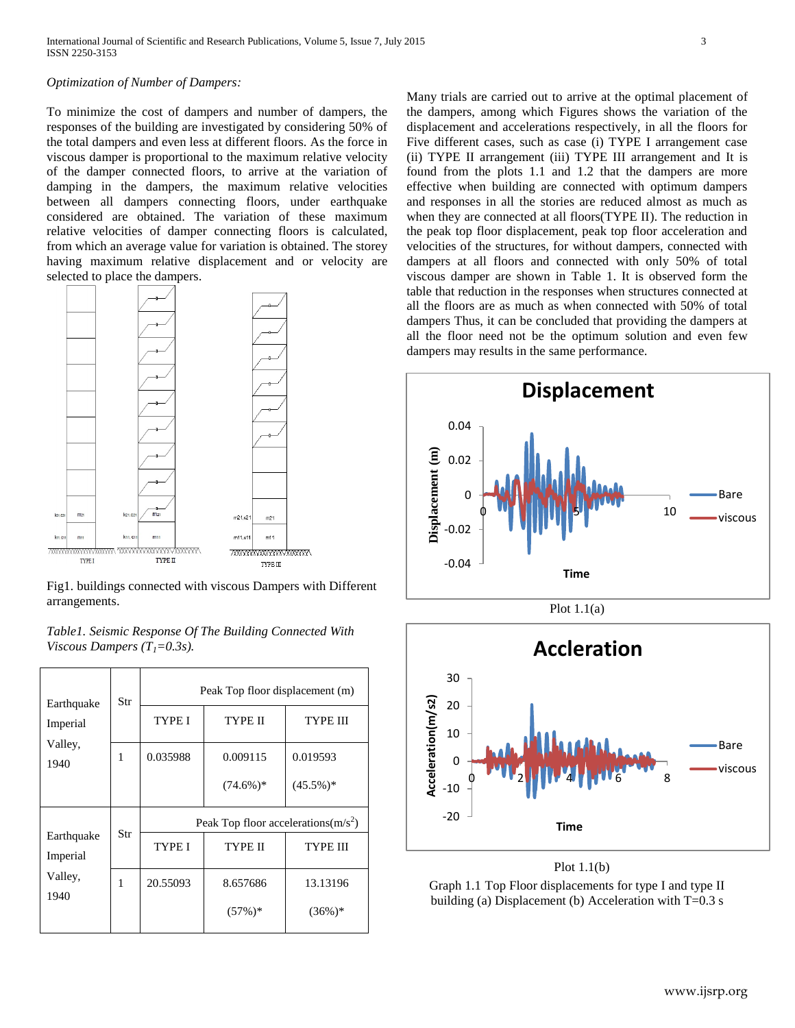*Optimization of Number of Dampers:*

To minimize the cost of dampers and number of dampers, the responses of the building are investigated by considering 50% of the total dampers and even less at different floors. As the force in viscous damper is proportional to the maximum relative velocity of the damper connected floors, to arrive at the variation of damping in the dampers, the maximum relative velocities between all dampers connecting floors, under earthquake considered are obtained. The variation of these maximum relative velocities of damper connecting floors is calculated, from which an average value for variation is obtained. The storey having maximum relative displacement and or velocity are selected to place the dampers.

Fig1. buildings connected with viscous Dampers with Different arrangements.

*Table1. Seismic Response Of The Building Connected With Viscous Dampers ($T_1$=0.3s).*

| Earthquake Imperial Valley, 1940 | Str | Peak Top floor displacement (m) | | |
|---|---|---|---|---|
| | | TYPE I | TYPE II | TYPE III |
| | 1 | 0.035988 | 0.009115 (74.6%)* | 0.019593 (45.5%)* |
| **Earthquake Imperial Valley, 1940** | **Str** | **Peak Top floor accelerations($m/s^2$)** | | |
| | | TYPE I | TYPE II | TYPE III |
| | 1 | 20.55093 | 8.657686 (57%)* | 13.13196 (36%)* |

Many trials are carried out to arrive at the optimal placement of the dampers, among which Figures shows the variation of the displacement and accelerations respectively, in all the floors for Five different cases, such as case (i) TYPE I arrangement case (ii) TYPE II arrangement (iii) TYPE III arrangement and It is found from the plots 1.1 and 1.2 that the dampers are more effective when building are connected with optimum dampers and responses in all the stories are reduced almost as much as when they are connected at all floors(TYPE II). The reduction in the peak top floor displacement, peak top floor acceleration and velocities of the structures, for without dampers, connected with dampers at all floors and connected with only 50% of total viscous damper are shown in Table 1. It is observed form the table that reduction in the responses when structures connected at all the floors are as much as when connected with 50% of total dampers Thus, it can be concluded that providing the dampers at all the floor need not be the optimum solution and even few dampers may results in the same performance.

Plot 1.1(a)

Plot 1.1(b)

Graph 1.1 Top Floor displacements for type I and type II building (a) Displacement (b) Acceleration with T=0.3 s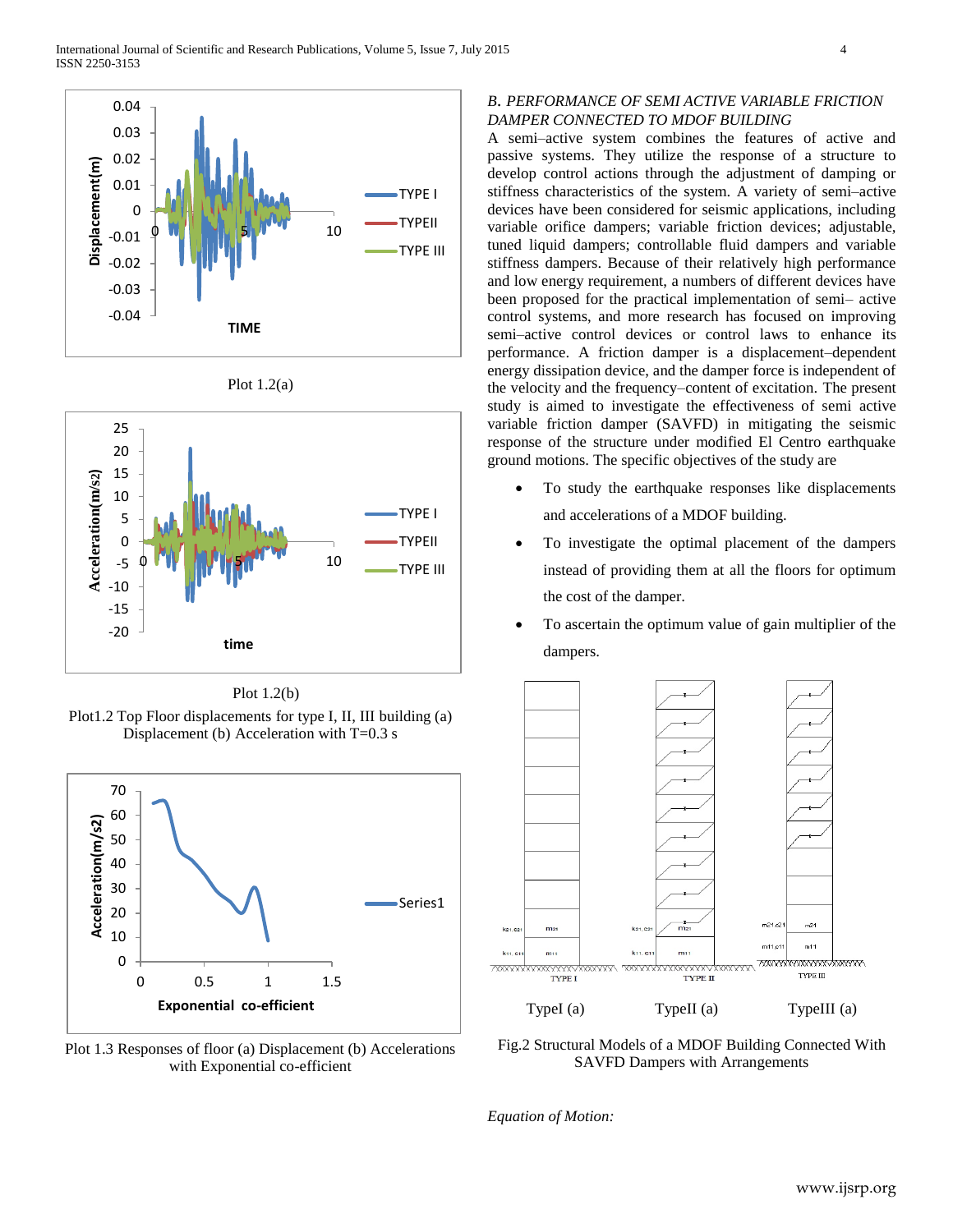Plot 1.2(a)

Plot 1.2(b)

Plot1.2 Top Floor displacements for type I, II, III building (a) Displacement (b) Acceleration with T=0.3 s

Plot 1.3 Responses of floor (a) Displacement (b) Accelerations with Exponential co-efficient

### *B. PERFORMANCE OF SEMI ACTIVE VARIABLE FRICTION DAMPER CONNECTED TO MDOF BUILDING*

A semi–active system combines the features of active and passive systems. They utilize the response of a structure to develop control actions through the adjustment of damping or stiffness characteristics of the system. A variety of semi–active devices have been considered for seismic applications, including variable orifice dampers; variable friction devices; adjustable, tuned liquid dampers; controllable fluid dampers and variable stiffness dampers. Because of their relatively high performance and low energy requirement, a numbers of different devices have been proposed for the practical implementation of semi– active control systems, and more research has focused on improving semi–active control devices or control laws to enhance its performance. A friction damper is a displacement–dependent energy dissipation device, and the damper force is independent of the velocity and the frequency–content of excitation. The present study is aimed to investigate the effectiveness of semi active variable friction damper (SAVFD) in mitigating the seismic response of the structure under modified El Centro earthquake ground motions. The specific objectives of the study are

- To study the earthquake responses like displacements and accelerations of a MDOF building.
- To investigate the optimal placement of the dampers instead of providing them at all the floors for optimum the cost of the damper.
- To ascertain the optimum value of gain multiplier of the dampers.

TypeI (a) TypeII (a) TypeIII (a)

Fig.2 Structural Models of a MDOF Building Connected With SAVFD Dampers with Arrangements

*Equation of Motion:*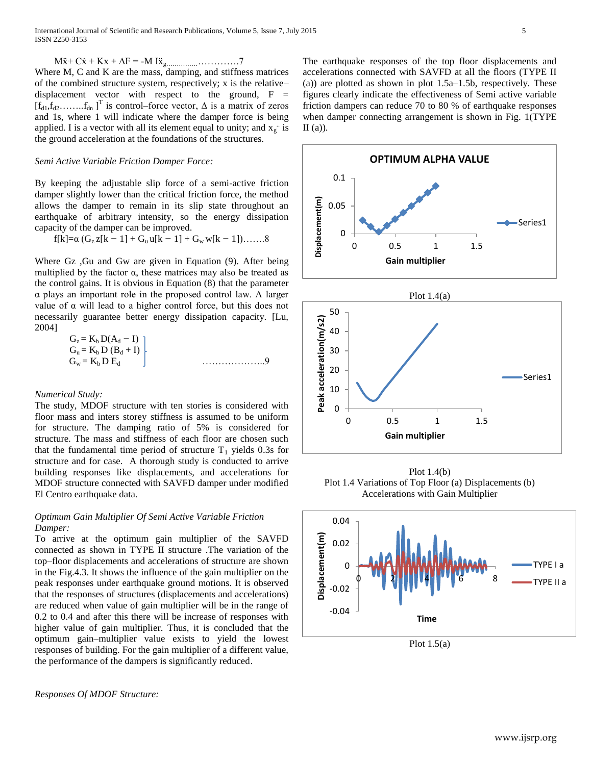$$M\ddot{x} + C\dot{x} + Kx + \Delta F = -M I\ddot{x}_g \quad \text{.....................7}$$

Where M, C and K are the mass, damping, and stiffness matrices of the combined structure system, respectively; x is the relative–displacement vector with respect to the ground, $F = [f_{d1}, f_{d2} \ldots\ldots f_{dn}]^T$ is control–force vector, $\Delta$ is a matrix of zeros and 1s, where 1 will indicate where the damper force is being applied. I is a vector with all its element equal to unity; and $\ddot{x}_g$ is the ground acceleration at the foundations of the structures.

*Semi Active Variable Friction Damper Force:*

By keeping the adjustable slip force of a semi-active friction damper slightly lower than the critical friction force, the method allows the damper to remain in its slip state throughout an earthquake of arbitrary intensity, so the energy dissipation capacity of the damper can be improved.

$$f[k] = \alpha\,(G_z z[k-1] + G_u u[k-1] + G_w w[k-1]) \quad \text{.......8}$$

Where Gz ,Gu and Gw are given in Equation (9). After being multiplied by the factor α, these matrices may also be treated as the control gains. It is obvious in Equation (8) that the parameter α plays an important role in the proposed control law. A larger value of α will lead to a higher control force, but this does not necessarily guarantee better energy dissipation capacity. [Lu, 2004]

$$\left.\begin{array}{l} G_z = K_b D (A_d - I) \\ G_u = K_b D (B_d + I) \\ G_w = K_b D E_d \end{array}\right\} \quad \text{....................9}$$

*Numerical Study:*

The study, MDOF structure with ten stories is considered with floor mass and inters storey stiffness is assumed to be uniform for structure. The damping ratio of 5% is considered for structure. The mass and stiffness of each floor are chosen such that the fundamental time period of structure $T_1$ yields 0.3s for structure and for case. A thorough study is conducted to arrive building responses like displacements, and accelerations for MDOF structure connected with SAVFD damper under modified El Centro earthquake data.

*Optimum Gain Multiplier Of Semi Active Variable Friction Damper:*

To arrive at the optimum gain multiplier of the SAVFD connected as shown in TYPE II structure .The variation of the top–floor displacements and accelerations of the structure are shown in the Fig.4.3. It shows the influence of the gain multiplier on the peak responses under earthquake ground motions. It is observed that the responses of structures (displacements and accelerations) are reduced when value of gain multiplier will be in the range of 0.2 to 0.4 and after this there will be increase of responses with higher value of gain multiplier. Thus, it is concluded that the optimum gain–multiplier value exists to yield the lowest responses of building. For the gain multiplier of a different value, the performance of the dampers is significantly reduced.

*Responses Of MDOF Structure:*

The earthquake responses of the top floor displacements and accelerations connected with SAVFD at all the floors (TYPE II (a)) are plotted as shown in plot 1.5a–1.5b, respectively. These figures clearly indicate the effectiveness of Semi active variable friction dampers can reduce 70 to 80 % of earthquake responses when damper connecting arrangement is shown in Fig. 1(TYPE II (a)).

Plot 1.4(a)

Plot 1.4(b)

Plot 1.4 Variations of Top Floor (a) Displacements (b) Accelerations with Gain Multiplier

Plot 1.5(a)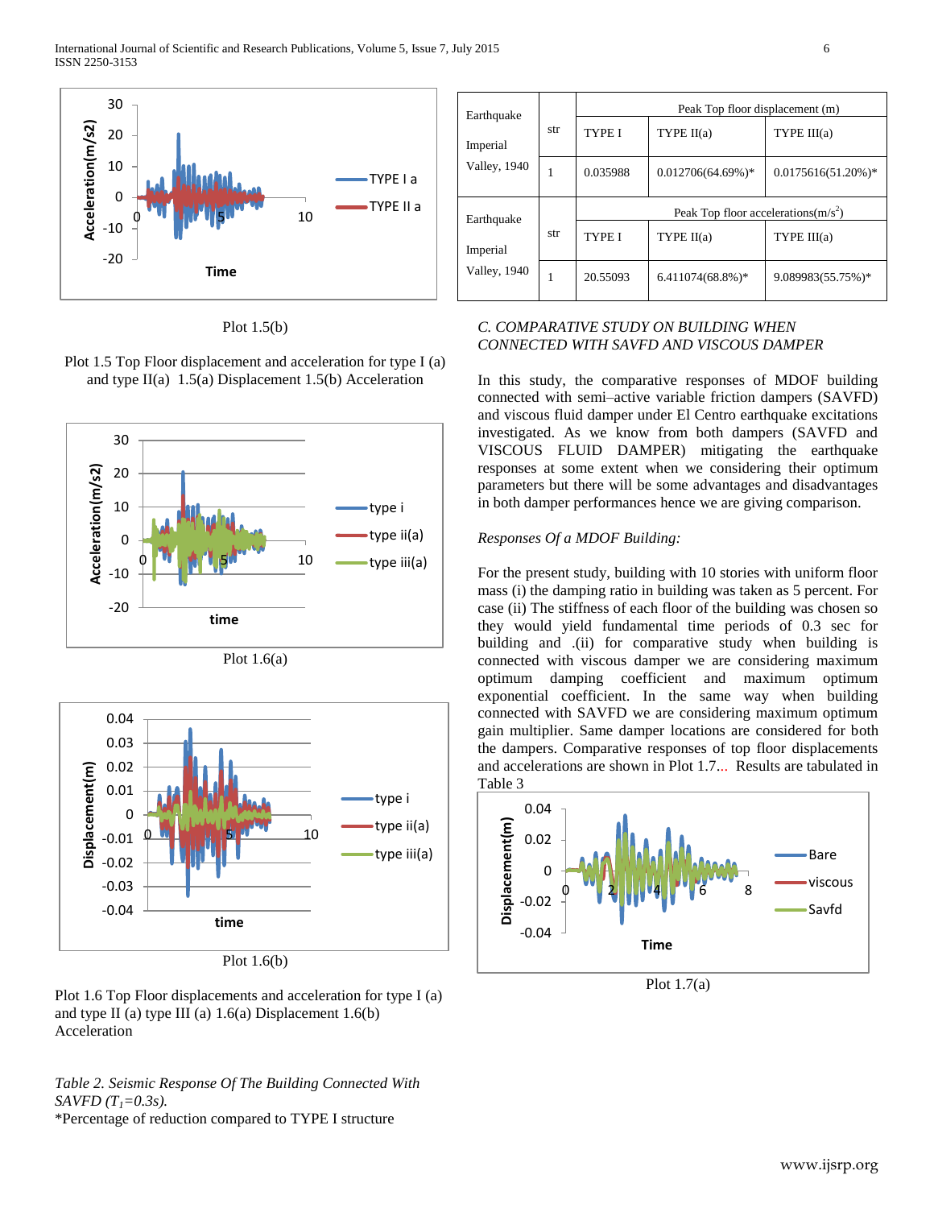Plot 1.5(b)

Plot 1.5 Top Floor displacement and acceleration for type I (a) and type II(a) 1.5(a) Displacement 1.5(b) Acceleration

Plot 1.6(a)

Plot 1.6(b)

Plot 1.6 Top Floor displacements and acceleration for type I (a) and type II (a) type III (a) 1.6(a) Displacement 1.6(b) Acceleration

*Table 2. Seismic Response Of The Building Connected With SAVFD ($T_1$=0.3s).*

*Percentage of reduction compared to TYPE I structure

| Earthquake Imperial Valley, 1940 | str | Peak Top floor displacement (m) | | |
|---|---|---|---|---|
| | | TYPE I | TYPE II(a) | TYPE III(a) |
| | 1 | 0.035988 | 0.012706(64.69%)* | 0.0175616(51.20%)* |
| Earthquake Imperial Valley, 1940 | str | Peak Top floor accelerations(m/s$^2$) | | |
| | | TYPE I | TYPE II(a) | TYPE III(a) |
| | 1 | 20.55093 | 6.411074(68.8%)* | 9.089983(55.75%)* |

*C. COMPARATIVE STUDY ON BUILDING WHEN CONNECTED WITH SAVFD AND VISCOUS DAMPER*

In this study, the comparative responses of MDOF building connected with semi–active variable friction dampers (SAVFD) and viscous fluid damper under El Centro earthquake excitations investigated. As we know from both dampers (SAVFD and VISCOUS FLUID DAMPER) mitigating the earthquake responses at some extent when we considering their optimum parameters but there will be some advantages and disadvantages in both damper performances hence we are giving comparison.

*Responses Of a MDOF Building:*

For the present study, building with 10 stories with uniform floor mass (i) the damping ratio in building was taken as 5 percent. For case (ii) The stiffness of each floor of the building was chosen so they would yield fundamental time periods of 0.3 sec for building and .(ii) for comparative study when building is connected with viscous damper we are considering maximum optimum damping coefficient and maximum optimum exponential coefficient. In the same way when building connected with SAVFD we are considering maximum optimum gain multiplier. Same damper locations are considered for both the dampers. Comparative responses of top floor displacements and accelerations are shown in Plot 1.7... Results are tabulated in Table 3

Plot 1.7(a)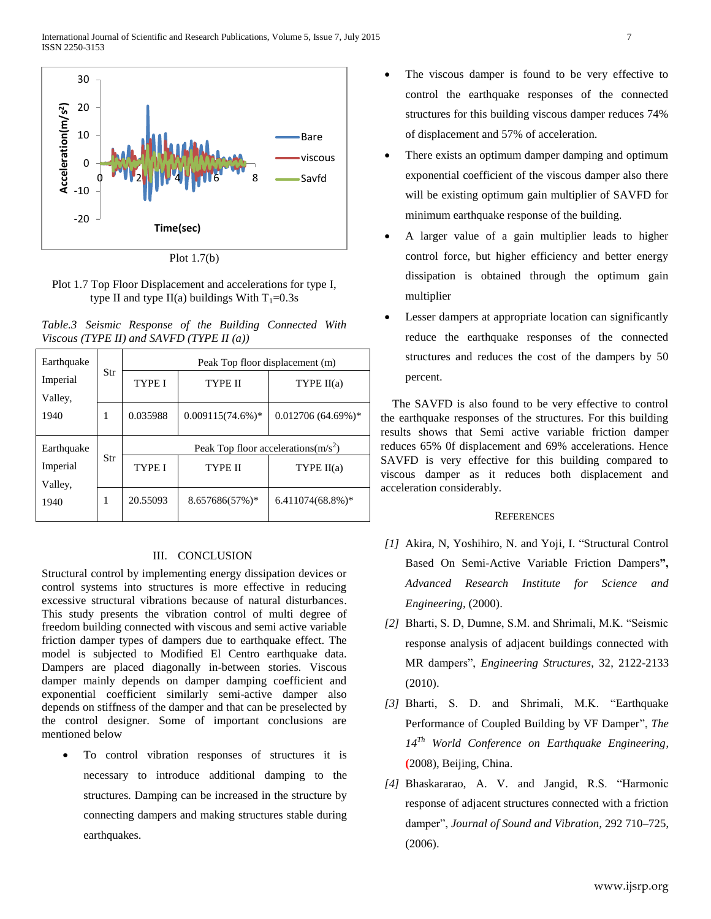Plot 1.7(b)

Plot 1.7 Top Floor Displacement and accelerations for type I, type II and type II(a) buildings With $T_1$=0.3s

*Table.3 Seismic Response of the Building Connected With Viscous (TYPE II) and SAVFD (TYPE II (a))*

| Earthquake Imperial Valley, 1940 | Str | Peak Top floor displacement (m) | | |
|---|---|---|---|---|
| | | TYPE I | TYPE II | TYPE II(a) |
| | 1 | 0.035988 | 0.009115(74.6%)* | 0.012706 (64.69%)* |
| Earthquake Imperial Valley, 1940 | Str | Peak Top floor accelerations($m/s^2$) | | |
| | | TYPE I | TYPE II | TYPE II(a) |
| | 1 | 20.55093 | 8.657686(57%)* | 6.411074(68.8%)* |

## III. CONCLUSION

Structural control by implementing energy dissipation devices or control systems into structures is more effective in reducing excessive structural vibrations because of natural disturbances. This study presents the vibration control of multi degree of freedom building connected with viscous and semi active variable friction damper types of dampers due to earthquake effect. The model is subjected to Modified El Centro earthquake data. Dampers are placed diagonally in-between stories. Viscous damper mainly depends on damper damping coefficient and exponential coefficient similarly semi-active damper also depends on stiffness of the damper and that can be preselected by the control designer. Some of important conclusions are mentioned below

- To control vibration responses of structures it is necessary to introduce additional damping to the structures. Damping can be increased in the structure by connecting dampers and making structures stable during earthquakes.
- The viscous damper is found to be very effective to control the earthquake responses of the connected structures for this building viscous damper reduces 74% of displacement and 57% of acceleration.
- There exists an optimum damper damping and optimum exponential coefficient of the viscous damper also there will be existing optimum gain multiplier of SAVFD for minimum earthquake response of the building.
- A larger value of a gain multiplier leads to higher control force, but higher efficiency and better energy dissipation is obtained through the optimum gain multiplier
- Lesser dampers at appropriate location can significantly reduce the earthquake responses of the connected structures and reduces the cost of the dampers by 50 percent.

The SAVFD is also found to be very effective to control the earthquake responses of the structures. For this building results shows that Semi active variable friction damper reduces 65% 0f displacement and 69% accelerations. Hence SAVFD is very effective for this building compared to viscous damper as it reduces both displacement and acceleration considerably.

## REFERENCES

[1] Akira, N, Yoshihiro, N. and Yoji, I. “Structural Control Based On Semi-Active Variable Friction Dampers**”,** *Advanced Research Institute for Science and Engineering*, (2000).

[2] Bharti, S. D, Dumne, S.M. and Shrimali, M.K. “Seismic response analysis of adjacent buildings connected with MR dampers”, *Engineering Structures*, 32, 2122-2133 (2010).

[3] Bharti, S. D. and Shrimali, M.K. “Earthquake Performance of Coupled Building by VF Damper”, *The 14Th World Conference on Earthquake Engineering*, (2008), Beijing, China.

[4] Bhaskararao, A. V. and Jangid, R.S. “Harmonic response of adjacent structures connected with a friction damper”, *Journal of Sound and Vibration*, 292 710–725, (2006).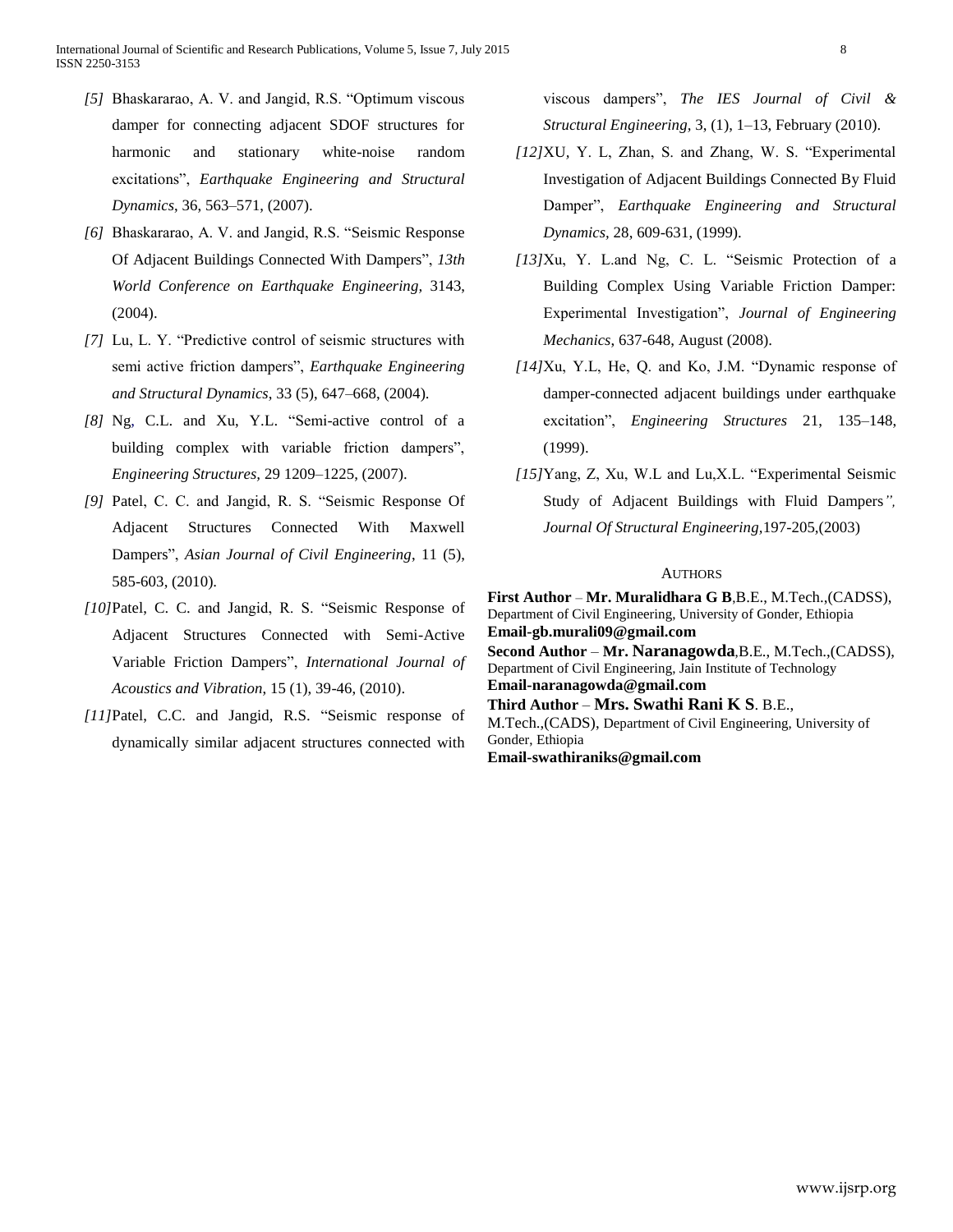*[5]* Bhaskararao, A. V. and Jangid, R.S. "Optimum viscous damper for connecting adjacent SDOF structures for harmonic and stationary white-noise random excitations", *Earthquake Engineering and Structural Dynamics*, 36, 563–571, (2007).

*[6]* Bhaskararao, A. V. and Jangid, R.S. "Seismic Response Of Adjacent Buildings Connected With Dampers", *13th World Conference on Earthquake Engineering,* 3143, (2004).

*[7]* Lu, L. Y. "Predictive control of seismic structures with semi active friction dampers", *Earthquake Engineering and Structural Dynamics*, 33 (5), 647–668, (2004).

*[8]* Ng, C.L. and Xu, Y.L. "Semi-active control of a building complex with variable friction dampers", *Engineering Structures,* 29 1209–1225, (2007).

*[9]* Patel, C. C. and Jangid, R. S. "Seismic Response Of Adjacent Structures Connected With Maxwell Dampers", *Asian Journal of Civil Engineering,* 11 (5), 585-603, (2010).

*[10]*Patel, C. C. and Jangid, R. S. "Seismic Response of Adjacent Structures Connected with Semi-Active Variable Friction Dampers", *International Journal of Acoustics and Vibration*, 15 (1), 39-46, (2010).

*[11]*Patel, C.C. and Jangid, R.S. "Seismic response of dynamically similar adjacent structures connected with viscous dampers", *The IES Journal of Civil & Structural Engineering,* 3, (1), 1–13, February (2010).

*[12]*XU, Y. L, Zhan, S. and Zhang, W. S. "Experimental Investigation of Adjacent Buildings Connected By Fluid Damper", *Earthquake Engineering and Structural Dynamics,* 28, 609-631, (1999).

*[13]*Xu, Y. L.and Ng, C. L. "Seismic Protection of a Building Complex Using Variable Friction Damper: Experimental Investigation", *Journal of Engineering Mechanics*, 637-648, August (2008).

*[14]*Xu, Y.L, He, Q. and Ko, J.M. "Dynamic response of damper-connected adjacent buildings under earthquake excitation", *Engineering Structures* 21, 135–148, (1999).

*[15]*Yang, Z, Xu, W.L and Lu,X.L. "Experimental Seismic Study of Adjacent Buildings with Fluid Dampers*",* *Journal Of Structural Engineering,*197-205,(2003)

## AUTHORS

**First Author** – **Mr. Muralidhara G B**,B.E., M.Tech.,(CADSS), Department of Civil Engineering, University of Gonder, Ethiopia
**Email-gb.murali09@gmail.com**

**Second Author** – **Mr. Naranagowda**,B.E., M.Tech.,(CADSS), Department of Civil Engineering, Jain Institute of Technology
**Email-naranagowda@gmail.com**

**Third Author** – **Mrs. Swathi Rani K S**. B.E., M.Tech.,(CADS), Department of Civil Engineering, University of Gonder, Ethiopia
**Email-swathiraniks@gmail.com**